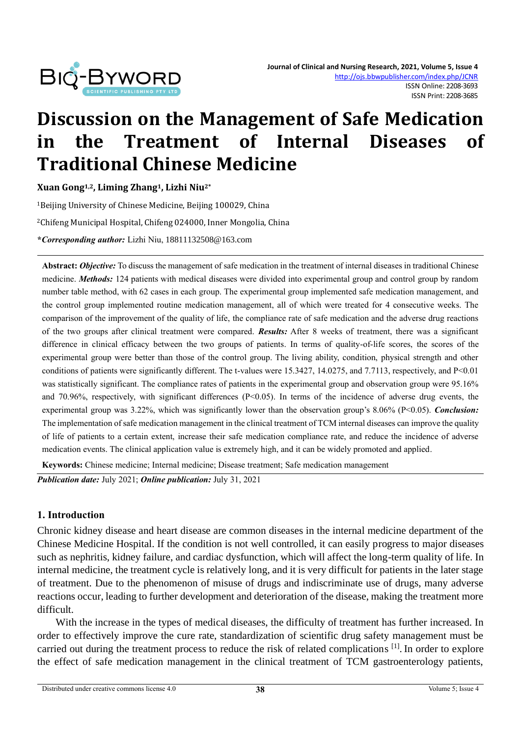# Discussion on the Management of Safe Medication in the Treatment of Internal Diseases of Traditional Chinese Medicine

**Xuan Gong[1,2], Liming Zhang[1], Lizhi Niu[2*]**

[1]Beijing University of Chinese Medicine, Beijing 100029, China

[2]Chifeng Municipal Hospital, Chifeng 024000, Inner Mongolia, China

***Corresponding author:*** Lizhi Niu, 18811132508@163.com

**Abstract:** ***Objective:*** To discuss the management of safe medication in the treatment of internal diseases in traditional Chinese medicine. ***Methods:*** 124 patients with medical diseases were divided into experimental group and control group by random number table method, with 62 cases in each group. The experimental group implemented safe medication management, and the control group implemented routine medication management, all of which were treated for 4 consecutive weeks. The comparison of the improvement of the quality of life, the compliance rate of safe medication and the adverse drug reactions of the two groups after clinical treatment were compared. ***Results:*** After 8 weeks of treatment, there was a significant difference in clinical efficacy between the two groups of patients. In terms of quality-of-life scores, the scores of the experimental group were better than those of the control group. The living ability, condition, physical strength and other conditions of patients were significantly different. The t-values were 15.3427, 14.0275, and 7.7113, respectively, and $P<0.01$ was statistically significant. The compliance rates of patients in the experimental group and observation group were 95.16% and 70.96%, respectively, with significant differences ($P<0.05$). In terms of the incidence of adverse drug events, the experimental group was 3.22%, which was significantly lower than the observation group's 8.06% ($P<0.05$). ***Conclusion:*** The implementation of safe medication management in the clinical treatment of TCM internal diseases can improve the quality of life of patients to a certain extent, increase their safe medication compliance rate, and reduce the incidence of adverse medication events. The clinical application value is extremely high, and it can be widely promoted and applied.

**Keywords:** Chinese medicine; Internal medicine; Disease treatment; Safe medication management

***Publication date:*** July 2021; ***Online publication:*** July 31, 2021

## 1. Introduction

Chronic kidney disease and heart disease are common diseases in the internal medicine department of the Chinese Medicine Hospital. If the condition is not well controlled, it can easily progress to major diseases such as nephritis, kidney failure, and cardiac dysfunction, which will affect the long-term quality of life. In internal medicine, the treatment cycle is relatively long, and it is very difficult for patients in the later stage of treatment. Due to the phenomenon of misuse of drugs and indiscriminate use of drugs, many adverse reactions occur, leading to further development and deterioration of the disease, making the treatment more difficult.

With the increase in the types of medical diseases, the difficulty of treatment has further increased. In order to effectively improve the cure rate, standardization of scientific drug safety management must be carried out during the treatment process to reduce the risk of related complications [1]. In order to explore the effect of safe medication management in the clinical treatment of TCM gastroenterology patients,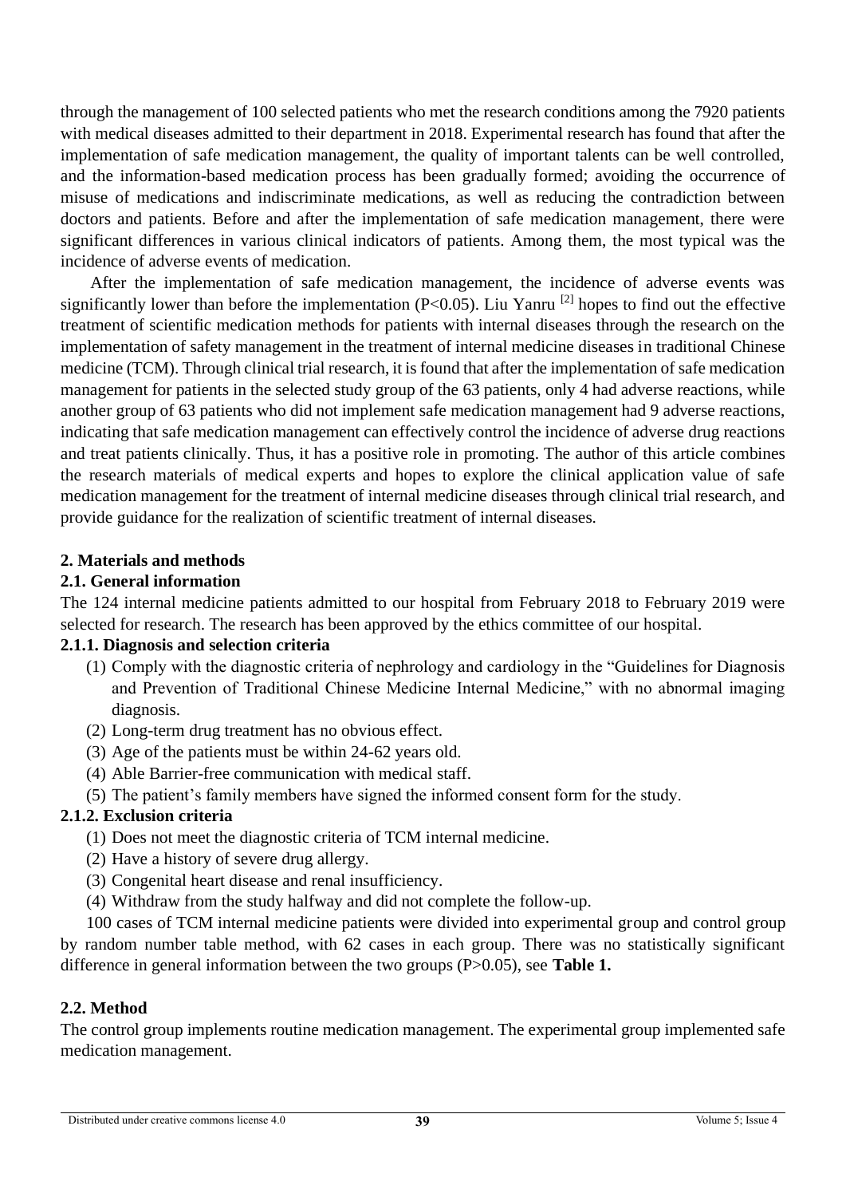through the management of 100 selected patients who met the research conditions among the 7920 patients with medical diseases admitted to their department in 2018. Experimental research has found that after the implementation of safe medication management, the quality of important talents can be well controlled, and the information-based medication process has been gradually formed; avoiding the occurrence of misuse of medications and indiscriminate medications, as well as reducing the contradiction between doctors and patients. Before and after the implementation of safe medication management, there were significant differences in various clinical indicators of patients. Among them, the most typical was the incidence of adverse events of medication.

After the implementation of safe medication management, the incidence of adverse events was significantly lower than before the implementation ($P<0.05$). Liu Yanru [2] hopes to find out the effective treatment of scientific medication methods for patients with internal diseases through the research on the implementation of safety management in the treatment of internal medicine diseases in traditional Chinese medicine (TCM). Through clinical trial research, it is found that after the implementation of safe medication management for patients in the selected study group of the 63 patients, only 4 had adverse reactions, while another group of 63 patients who did not implement safe medication management had 9 adverse reactions, indicating that safe medication management can effectively control the incidence of adverse drug reactions and treat patients clinically. Thus, it has a positive role in promoting. The author of this article combines the research materials of medical experts and hopes to explore the clinical application value of safe medication management for the treatment of internal medicine diseases through clinical trial research, and provide guidance for the realization of scientific treatment of internal diseases.

## 2. Materials and methods

### 2.1. General information

The 124 internal medicine patients admitted to our hospital from February 2018 to February 2019 were selected for research. The research has been approved by the ethics committee of our hospital.

#### 2.1.1. Diagnosis and selection criteria

(1) Comply with the diagnostic criteria of nephrology and cardiology in the "Guidelines for Diagnosis and Prevention of Traditional Chinese Medicine Internal Medicine," with no abnormal imaging diagnosis.
(2) Long-term drug treatment has no obvious effect.
(3) Age of the patients must be within 24-62 years old.
(4) Able Barrier-free communication with medical staff.
(5) The patient's family members have signed the informed consent form for the study.

#### 2.1.2. Exclusion criteria

(1) Does not meet the diagnostic criteria of TCM internal medicine.
(2) Have a history of severe drug allergy.
(3) Congenital heart disease and renal insufficiency.
(4) Withdraw from the study halfway and did not complete the follow-up.

100 cases of TCM internal medicine patients were divided into experimental group and control group by random number table method, with 62 cases in each group. There was no statistically significant difference in general information between the two groups ($P>0.05$), see **Table 1.**

### 2.2. Method

The control group implements routine medication management. The experimental group implemented safe medication management.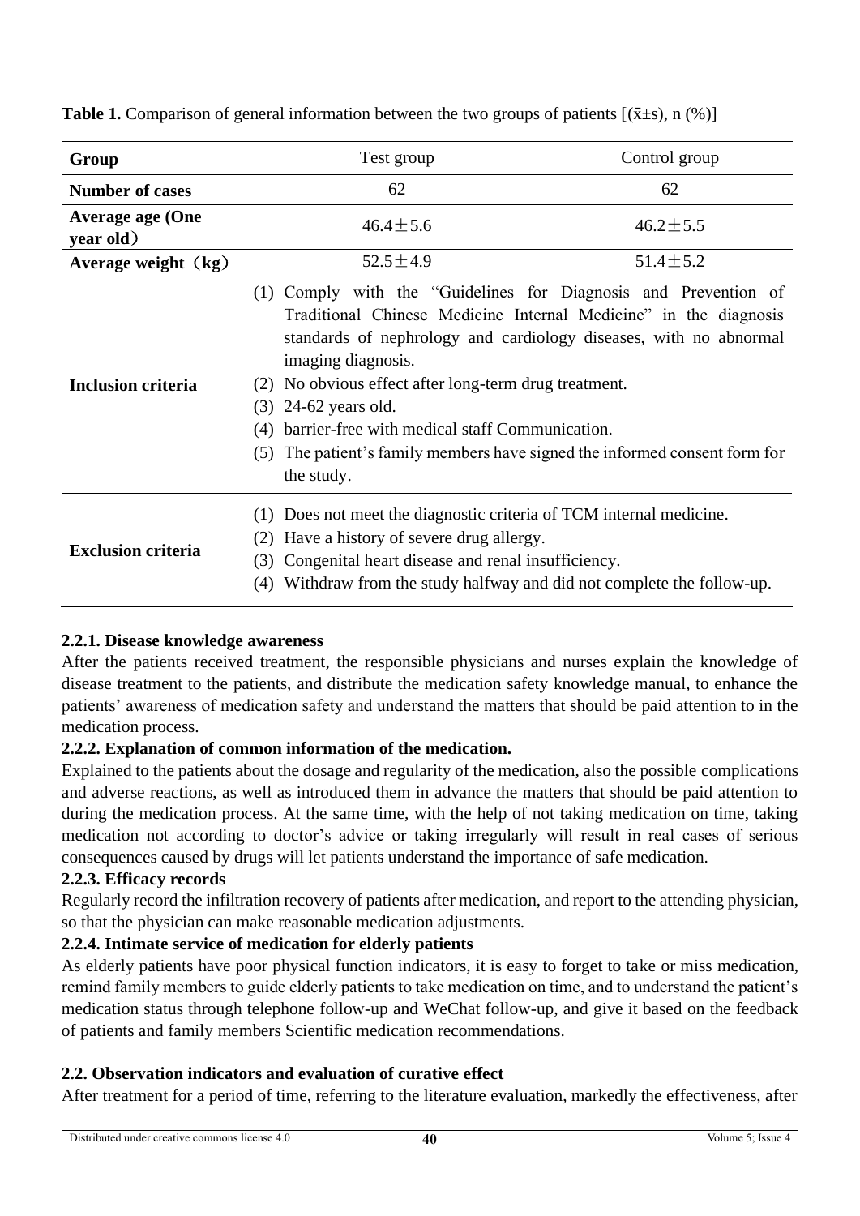**Table 1.** Comparison of general information between the two groups of patients [(x̄±s), n (%)]

| Group | Test group | Control group |
|---|---|---|
| **Number of cases** | 62 | 62 |
| **Average age (One year old)** | 46.4±5.6 | 46.2±5.5 |
| **Average weight（kg）** | 52.5±4.9 | 51.4±5.2 |
| **Inclusion criteria** | (1) Comply with the "Guidelines for Diagnosis and Prevention of Traditional Chinese Medicine Internal Medicine" in the diagnosis standards of nephrology and cardiology diseases, with no abnormal imaging diagnosis. (2) No obvious effect after long-term drug treatment. (3) 24-62 years old. (4) barrier-free with medical staff Communication. (5) The patient's family members have signed the informed consent form for the study. | |
| **Exclusion criteria** | (1) Does not meet the diagnostic criteria of TCM internal medicine. (2) Have a history of severe drug allergy. (3) Congenital heart disease and renal insufficiency. (4) Withdraw from the study halfway and did not complete the follow-up. | |

#### 2.2.1. Disease knowledge awareness

After the patients received treatment, the responsible physicians and nurses explain the knowledge of disease treatment to the patients, and distribute the medication safety knowledge manual, to enhance the patients' awareness of medication safety and understand the matters that should be paid attention to in the medication process.

#### 2.2.2. Explanation of common information of the medication.

Explained to the patients about the dosage and regularity of the medication, also the possible complications and adverse reactions, as well as introduced them in advance the matters that should be paid attention to during the medication process. At the same time, with the help of not taking medication on time, taking medication not according to doctor's advice or taking irregularly will result in real cases of serious consequences caused by drugs will let patients understand the importance of safe medication.

#### 2.2.3. Efficacy records

Regularly record the infiltration recovery of patients after medication, and report to the attending physician, so that the physician can make reasonable medication adjustments.

#### 2.2.4. Intimate service of medication for elderly patients

As elderly patients have poor physical function indicators, it is easy to forget to take or miss medication, remind family members to guide elderly patients to take medication on time, and to understand the patient's medication status through telephone follow-up and WeChat follow-up, and give it based on the feedback of patients and family members Scientific medication recommendations.

### 2.2. Observation indicators and evaluation of curative effect

After treatment for a period of time, referring to the literature evaluation, markedly the effectiveness, after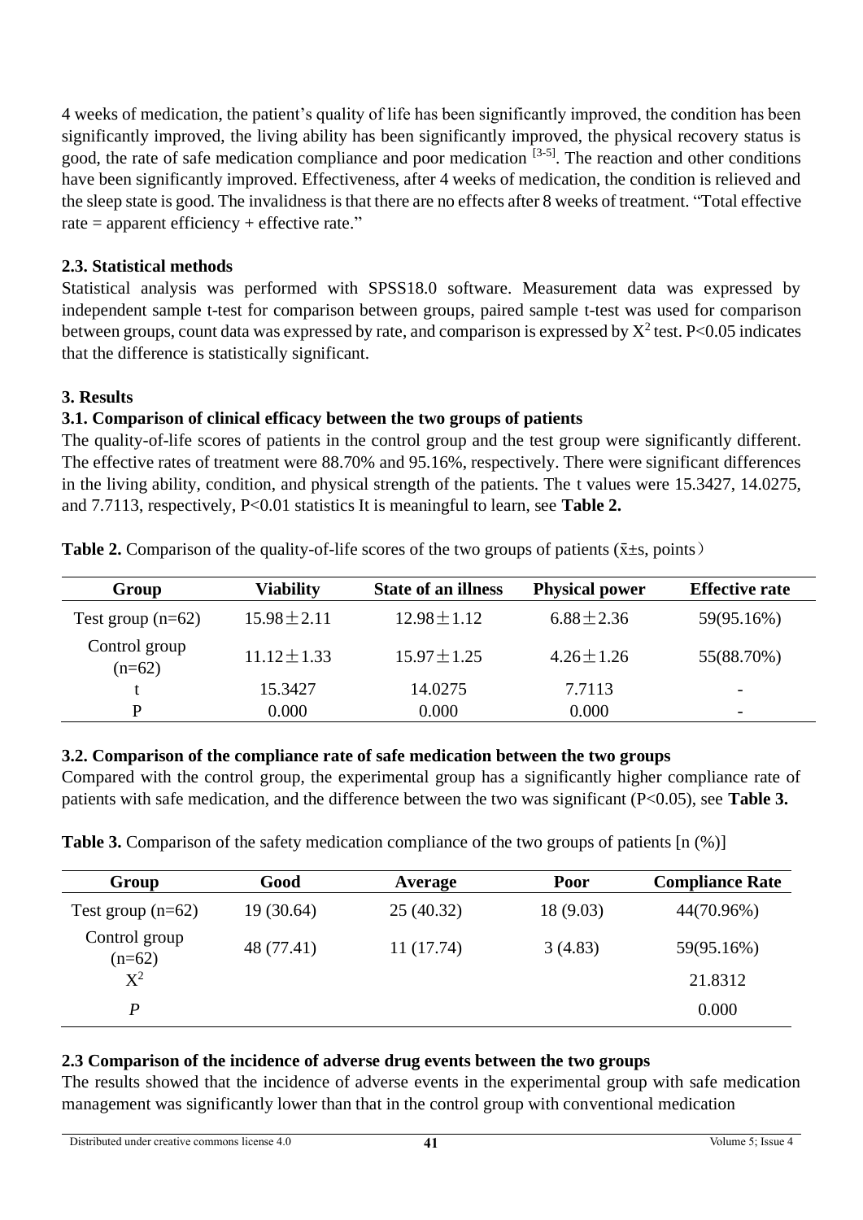4 weeks of medication, the patient's quality of life has been significantly improved, the condition has been significantly improved, the living ability has been significantly improved, the physical recovery status is good, the rate of safe medication compliance and poor medication [3-5]. The reaction and other conditions have been significantly improved. Effectiveness, after 4 weeks of medication, the condition is relieved and the sleep state is good. The invalidness is that there are no effects after 8 weeks of treatment. "Total effective rate = apparent efficiency + effective rate."

### 2.3. Statistical methods

Statistical analysis was performed with SPSS18.0 software. Measurement data was expressed by independent sample t-test for comparison between groups, paired sample t-test was used for comparison between groups, count data was expressed by rate, and comparison is expressed by $X^2$ test. P<0.05 indicates that the difference is statistically significant.

## 3. Results

### 3.1. Comparison of clinical efficacy between the two groups of patients

The quality-of-life scores of patients in the control group and the test group were significantly different. The effective rates of treatment were 88.70% and 95.16%, respectively. There were significant differences in the living ability, condition, and physical strength of the patients. The t values were 15.3427, 14.0275, and 7.7113, respectively, P<0.01 statistics It is meaningful to learn, see **Table 2.**

**Table 2.** Comparison of the quality-of-life scores of the two groups of patients ($\bar{x}$±s, points)

| Group | Viability | State of an illness | Physical power | Effective rate |
|---|---|---|---|---|
| Test group (n=62) | 15.98±2.11 | 12.98±1.12 | 6.88±2.36 | 59(95.16%) |
| Control group (n=62) | 11.12±1.33 | 15.97±1.25 | 4.26±1.26 | 55(88.70%) |
| t | 15.3427 | 14.0275 | 7.7113 | - |
| P | 0.000 | 0.000 | 0.000 | - |

### 3.2. Comparison of the compliance rate of safe medication between the two groups

Compared with the control group, the experimental group has a significantly higher compliance rate of patients with safe medication, and the difference between the two was significant (P<0.05), see **Table 3.**

**Table 3.** Comparison of the safety medication compliance of the two groups of patients [n (%)]

| Group | Good | Average | Poor | Compliance Rate |
|---|---|---|---|---|
| Test group (n=62) | 19 (30.64) | 25 (40.32) | 18 (9.03) | 44(70.96%) |
| Control group (n=62) | 48 (77.41) | 11 (17.74) | 3 (4.83) | 59(95.16%) |
| $X^2$ | | | | 21.8312 |
| *P* | | | | 0.000 |

### 2.3 Comparison of the incidence of adverse drug events between the two groups

The results showed that the incidence of adverse events in the experimental group with safe medication management was significantly lower than that in the control group with conventional medication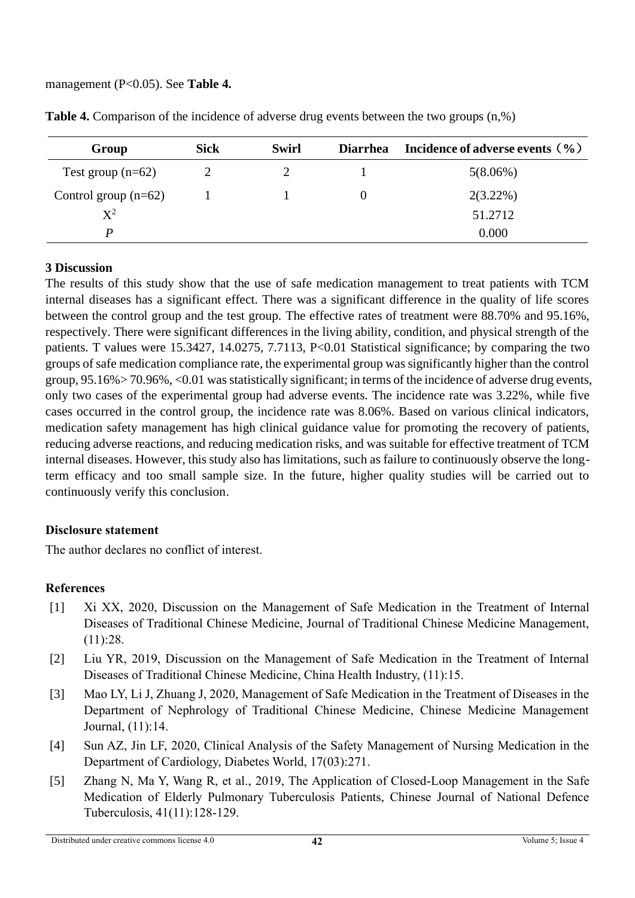management (P<0.05). See **Table 4.**

**Table 4.** Comparison of the incidence of adverse drug events between the two groups (n,%)

| Group | Sick | Swirl | Diarrhea | Incidence of adverse events（%） |
|---|---|---|---|---|
| Test group (n=62) | 2 | 2 | 1 | 5(8.06%) |
| Control group (n=62) | 1 | 1 | 0 | 2(3.22%) |
| $X^2$ | | | | 51.2712 |
| *P* | | | | 0.000 |

### 3 Discussion

The results of this study show that the use of safe medication management to treat patients with TCM internal diseases has a significant effect. There was a significant difference in the quality of life scores between the control group and the test group. The effective rates of treatment were 88.70% and 95.16%, respectively. There were significant differences in the living ability, condition, and physical strength of the patients. T values were 15.3427, 14.0275, 7.7113, P<0.01 Statistical significance; by comparing the two groups of safe medication compliance rate, the experimental group was significantly higher than the control group, 95.16%> 70.96%, <0.01 was statistically significant; in terms of the incidence of adverse drug events, only two cases of the experimental group had adverse events. The incidence rate was 3.22%, while five cases occurred in the control group, the incidence rate was 8.06%. Based on various clinical indicators, medication safety management has high clinical guidance value for promoting the recovery of patients, reducing adverse reactions, and reducing medication risks, and was suitable for effective treatment of TCM internal diseases. However, this study also has limitations, such as failure to continuously observe the long-term efficacy and too small sample size. In the future, higher quality studies will be carried out to continuously verify this conclusion.

### Disclosure statement

The author declares no conflict of interest.

### References

[1] Xi XX, 2020, Discussion on the Management of Safe Medication in the Treatment of Internal Diseases of Traditional Chinese Medicine, Journal of Traditional Chinese Medicine Management, (11):28.

[2] Liu YR, 2019, Discussion on the Management of Safe Medication in the Treatment of Internal Diseases of Traditional Chinese Medicine, China Health Industry, (11):15.

[3] Mao LY, Li J, Zhuang J, 2020, Management of Safe Medication in the Treatment of Diseases in the Department of Nephrology of Traditional Chinese Medicine, Chinese Medicine Management Journal, (11):14.

[4] Sun AZ, Jin LF, 2020, Clinical Analysis of the Safety Management of Nursing Medication in the Department of Cardiology, Diabetes World, 17(03):271.

[5] Zhang N, Ma Y, Wang R, et al., 2019, The Application of Closed-Loop Management in the Safe Medication of Elderly Pulmonary Tuberculosis Patients, Chinese Journal of National Defence Tuberculosis, 41(11):128-129.